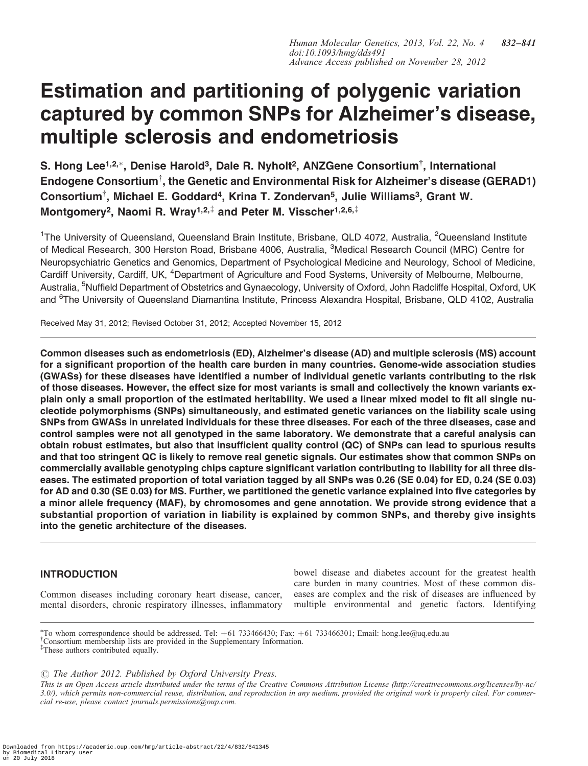# Estimation and partitioning of polygenic variation captured by common SNPs for Alzheimer's disease, multiple sclerosis and endometriosis

S. Hong Lee[1,2,*], Denise Harold[3], Dale R. Nyholt[2], ANZGene Consortium[†], International Endogene Consortium[†], the Genetic and Environmental Risk for Alzheimer's disease (GERAD1) Consortium[†], Michael E. Goddard[4], Krina T. Zondervan[5], Julie Williams[3], Grant W. Montgomery[2], Naomi R. Wray[1,2,‡] and Peter M. Visscher[1,2,6,‡]

[1]The University of Queensland, Queensland Brain Institute, Brisbane, QLD 4072, Australia, [2]Queensland Institute of Medical Research, 300 Herston Road, Brisbane 4006, Australia, [3]Medical Research Council (MRC) Centre for Neuropsychiatric Genetics and Genomics, Department of Psychological Medicine and Neurology, School of Medicine, Cardiff University, Cardiff, UK, [4]Department of Agriculture and Food Systems, University of Melbourne, Melbourne, Australia, [5]Nuffield Department of Obstetrics and Gynaecology, University of Oxford, John Radcliffe Hospital, Oxford, UK and [6]The University of Queensland Diamantina Institute, Princess Alexandra Hospital, Brisbane, QLD 4102, Australia

Received May 31, 2012; Revised October 31, 2012; Accepted November 15, 2012

**Common diseases such as endometriosis (ED), Alzheimer's disease (AD) and multiple sclerosis (MS) account for a significant proportion of the health care burden in many countries. Genome-wide association studies (GWASs) for these diseases have identified a number of individual genetic variants contributing to the risk of those diseases. However, the effect size for most variants is small and collectively the known variants explain only a small proportion of the estimated heritability. We used a linear mixed model to fit all single nucleotide polymorphisms (SNPs) simultaneously, and estimated genetic variances on the liability scale using SNPs from GWASs in unrelated individuals for these three diseases. For each of the three diseases, case and control samples were not all genotyped in the same laboratory. We demonstrate that a careful analysis can obtain robust estimates, but also that insufficient quality control (QC) of SNPs can lead to spurious results and that too stringent QC is likely to remove real genetic signals. Our estimates show that common SNPs on commercially available genotyping chips capture significant variation contributing to liability for all three diseases. The estimated proportion of total variation tagged by all SNPs was 0.26 (SE 0.04) for ED, 0.24 (SE 0.03) for AD and 0.30 (SE 0.03) for MS. Further, we partitioned the genetic variance explained into five categories by a minor allele frequency (MAF), by chromosomes and gene annotation. We provide strong evidence that a substantial proportion of variation in liability is explained by common SNPs, and thereby give insights into the genetic architecture of the diseases.**

## INTRODUCTION

Common diseases including coronary heart disease, cancer, mental disorders, chronic respiratory illnesses, inflammatory bowel disease and diabetes account for the greatest health care burden in many countries. Most of these common diseases are complex and the risk of diseases are influenced by multiple environmental and genetic factors. Identifying

*To whom correspondence should be addressed. Tel: +61 733466430; Fax: +61 733466301; Email: hong.lee@uq.edu.au
†Consortium membership lists are provided in the Supplementary Information.
‡These authors contributed equally.

© The Author 2012. Published by Oxford University Press.
*This is an Open Access article distributed under the terms of the Creative Commons Attribution License (http://creativecommons.org/licenses/by-nc/3.0/), which permits non-commercial reuse, distribution, and reproduction in any medium, provided the original work is properly cited. For commercial re-use, please contact journals.permissions@oup.com.*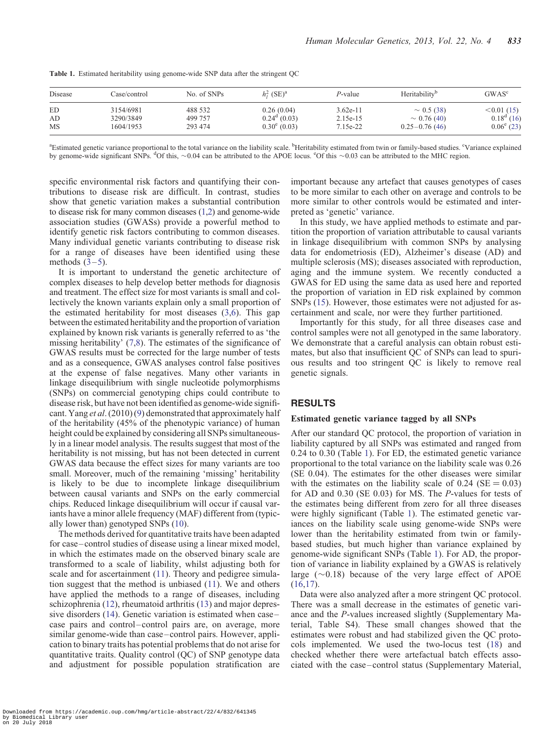**Table 1.** Estimated heritability using genome-wide SNP data after the stringent QC

| Disease | Case/control | No. of SNPs | $h_l^2$ (SE)[a] | *P*-value | Heritability[b] | GWAS[c] |
|---|---|---|---|---|---|---|
| ED | 3154/6981 | 488 532 | 0.26 (0.04) | 3.62e-11 | ∼ 0.5 (38) | <0.01 (15) |
| AD | 3290/3849 | 499 757 | 0.24[d] (0.03) | 2.15e-15 | ∼ 0.76 (40) | 0.18[d] (16) |
| MS | 1604/1953 | 293 474 | 0.30[e] (0.03) | 7.15e-22 | 0.25–0.76 (46) | 0.06[e] (23) |

[a]Estimated genetic variance proportional to the total variance on the liability scale. [b]Heritability estimated from twin or family-based studies. [c]Variance explained by genome-wide significant SNPs. [d]Of this, ∼0.04 can be attributed to the APOE locus. [e]Of this ∼0.03 can be attributed to the MHC region.

specific environmental risk factors and quantifying their contributions to disease risk are difficult. In contrast, studies show that genetic variation makes a substantial contribution to disease risk for many common diseases (1,2) and genome-wide association studies (GWASs) provide a powerful method to identify genetic risk factors contributing to common diseases. Many individual genetic variants contributing to disease risk for a range of diseases have been identified using these methods (3–5).

It is important to understand the genetic architecture of complex diseases to help develop better methods for diagnosis and treatment. The effect size for most variants is small and collectively the known variants explain only a small proportion of the estimated heritability for most diseases (3,6). This gap between the estimated heritability and the proportion of variation explained by known risk variants is generally referred to as 'the missing heritability' (7,8). The estimates of the significance of GWAS results must be corrected for the large number of tests and as a consequence, GWAS analyses control false positives at the expense of false negatives. Many other variants in linkage disequilibrium with single nucleotide polymorphisms (SNPs) on commercial genotyping chips could contribute to disease risk, but have not been identified as genome-wide significant. Yang *et al*. (2010) (9) demonstrated that approximately half of the heritability (45% of the phenotypic variance) of human height could be explained by considering all SNPs simultaneously in a linear model analysis. The results suggest that most of the heritability is not missing, but has not been detected in current GWAS data because the effect sizes for many variants are too small. Moreover, much of the remaining 'missing' heritability is likely to be due to incomplete linkage disequilibrium between causal variants and SNPs on the early commercial chips. Reduced linkage disequilibrium will occur if causal variants have a minor allele frequency (MAF) different from (typically lower than) genotyped SNPs (10).

The methods derived for quantitative traits have been adapted for case–control studies of disease using a linear mixed model, in which the estimates made on the observed binary scale are transformed to a scale of liability, whilst adjusting both for scale and for ascertainment (11). Theory and pedigree simulation suggest that the method is unbiased (11). We and others have applied the methods to a range of diseases, including schizophrenia (12), rheumatoid arthritis (13) and major depressive disorders (14). Genetic variation is estimated when case–case pairs and control–control pairs are, on average, more similar genome-wide than case–control pairs. However, application to binary traits has potential problems that do not arise for quantitative traits. Quality control (QC) of SNP genotype data and adjustment for possible population stratification are important because any artefact that causes genotypes of cases to be more similar to each other on average and controls to be more similar to other controls would be estimated and interpreted as 'genetic' variance.

In this study, we have applied methods to estimate and partition the proportion of variation attributable to causal variants in linkage disequilibrium with common SNPs by analysing data for endometriosis (ED), Alzheimer's disease (AD) and multiple sclerosis (MS); diseases associated with reproduction, aging and the immune system. We recently conducted a GWAS for ED using the same data as used here and reported the proportion of variation in ED risk explained by common SNPs (15). However, those estimates were not adjusted for ascertainment and scale, nor were they further partitioned.

Importantly for this study, for all three diseases case and control samples were not all genotyped in the same laboratory. We demonstrate that a careful analysis can obtain robust estimates, but also that insufficient QC of SNPs can lead to spurious results and too stringent QC is likely to remove real genetic signals.

## RESULTS

### Estimated genetic variance tagged by all SNPs

After our standard QC protocol, the proportion of variation in liability captured by all SNPs was estimated and ranged from 0.24 to 0.30 (Table 1). For ED, the estimated genetic variance proportional to the total variance on the liability scale was 0.26 (SE 0.04). The estimates for the other diseases were similar with the estimates on the liability scale of 0.24 (SE = 0.03) for AD and 0.30 (SE 0.03) for MS. The *P*-values for tests of the estimates being different from zero for all three diseases were highly significant (Table 1). The estimated genetic variances on the liability scale using genome-wide SNPs were lower than the heritability estimated from twin or family-based studies, but much higher than variance explained by genome-wide significant SNPs (Table 1). For AD, the proportion of variance in liability explained by a GWAS is relatively large (∼0.18) because of the very large effect of APOE (16,17).

Data were also analyzed after a more stringent QC protocol. There was a small decrease in the estimates of genetic variance and the *P*-values increased slightly (Supplementary Material, Table S4). These small changes showed that the estimates were robust and had stabilized given the QC protocols implemented. We used the two-locus test (18) and checked whether there were artefactual batch effects associated with the case–control status (Supplementary Material,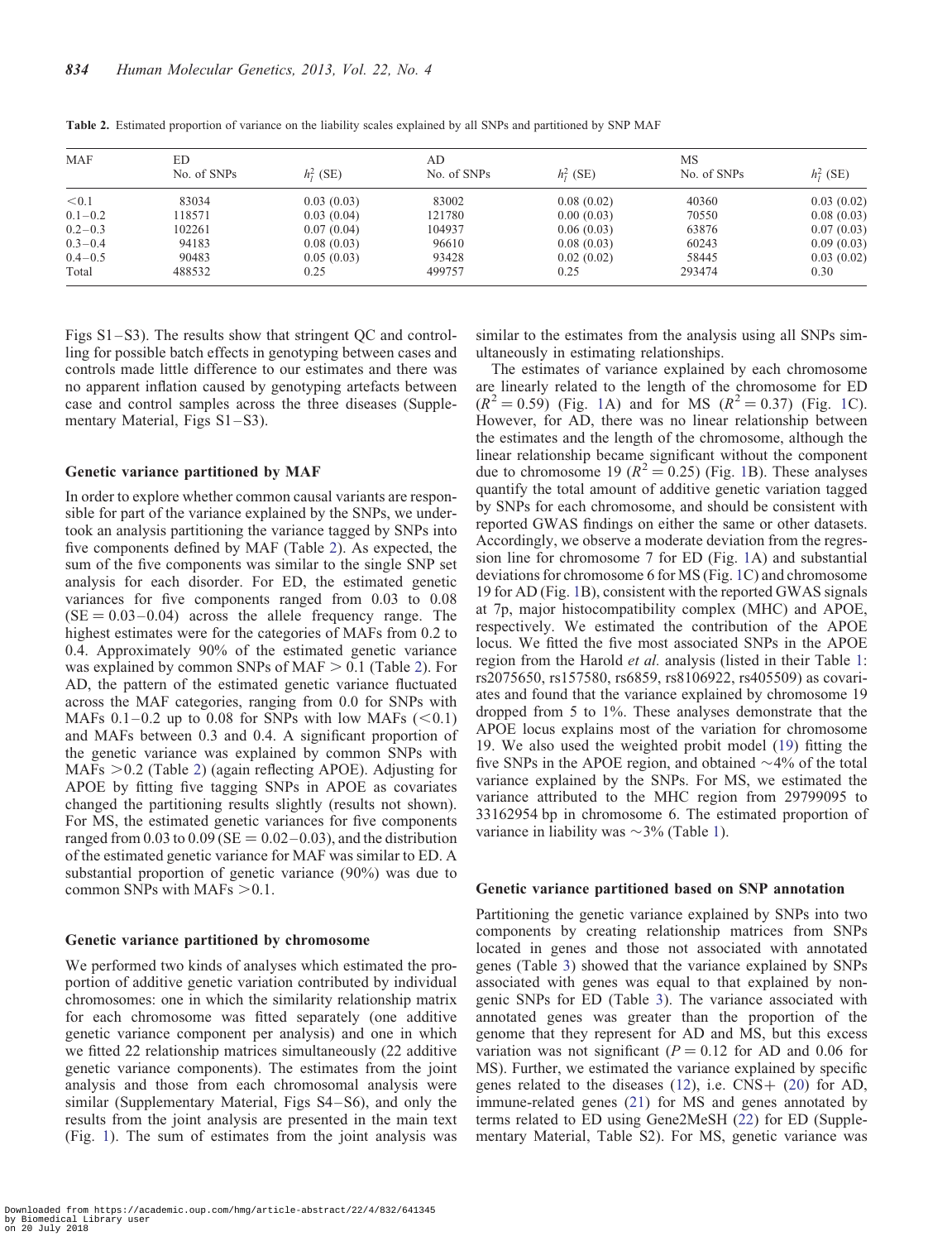**Table 2.** Estimated proportion of variance on the liability scales explained by all SNPs and partitioned by SNP MAF

| MAF | ED No. of SNPs | $h_l^2$ (SE) | AD No. of SNPs | $h_l^2$ (SE) | MS No. of SNPs | $h_l^2$ (SE) |
|---|---|---|---|---|---|---|
| <0.1 | 83034 | 0.03 (0.03) | 83002 | 0.08 (0.02) | 40360 | 0.03 (0.02) |
| 0.1–0.2 | 118571 | 0.03 (0.04) | 121780 | 0.00 (0.03) | 70550 | 0.08 (0.03) |
| 0.2–0.3 | 102261 | 0.07 (0.04) | 104937 | 0.06 (0.03) | 63876 | 0.07 (0.03) |
| 0.3–0.4 | 94183 | 0.08 (0.03) | 96610 | 0.08 (0.03) | 60243 | 0.09 (0.03) |
| 0.4–0.5 | 90483 | 0.05 (0.03) | 93428 | 0.02 (0.02) | 58445 | 0.03 (0.02) |
| Total | 488532 | 0.25 | 499757 | 0.25 | 293474 | 0.30 |

Figs S1–S3). The results show that stringent QC and controlling for possible batch effects in genotyping between cases and controls made little difference to our estimates and there was no apparent inflation caused by genotyping artefacts between case and control samples across the three diseases (Supplementary Material, Figs S1–S3).

### Genetic variance partitioned by MAF

In order to explore whether common causal variants are responsible for part of the variance explained by the SNPs, we undertook an analysis partitioning the variance tagged by SNPs into five components defined by MAF (Table 2). As expected, the sum of the five components was similar to the single SNP set analysis for each disorder. For ED, the estimated genetic variances for five components ranged from 0.03 to 0.08 (SE = 0.03–0.04) across the allele frequency range. The highest estimates were for the categories of MAFs from 0.2 to 0.4. Approximately 90% of the estimated genetic variance was explained by common SNPs of MAF > 0.1 (Table 2). For AD, the pattern of the estimated genetic variance fluctuated across the MAF categories, ranging from 0.0 for SNPs with MAFs 0.1–0.2 up to 0.08 for SNPs with low MAFs (<0.1) and MAFs between 0.3 and 0.4. A significant proportion of the genetic variance was explained by common SNPs with MAFs >0.2 (Table 2) (again reflecting APOE). Adjusting for APOE by fitting five tagging SNPs in APOE as covariates changed the partitioning results slightly (results not shown). For MS, the estimated genetic variances for five components ranged from 0.03 to 0.09 (SE = 0.02–0.03), and the distribution of the estimated genetic variance for MAF was similar to ED. A substantial proportion of genetic variance (90%) was due to common SNPs with MAFs >0.1.

### Genetic variance partitioned by chromosome

We performed two kinds of analyses which estimated the proportion of additive genetic variation contributed by individual chromosomes: one in which the similarity relationship matrix for each chromosome was fitted separately (one additive genetic variance component per analysis) and one in which we fitted 22 relationship matrices simultaneously (22 additive genetic variance components). The estimates from the joint analysis and those from each chromosomal analysis were similar (Supplementary Material, Figs S4–S6), and only the results from the joint analysis are presented in the main text (Fig. 1). The sum of estimates from the joint analysis was similar to the estimates from the analysis using all SNPs simultaneously in estimating relationships.

The estimates of variance explained by each chromosome are linearly related to the length of the chromosome for ED ($R^2 = 0.59$) (Fig. 1A) and for MS ($R^2 = 0.37$) (Fig. 1C). However, for AD, there was no linear relationship between the estimates and the length of the chromosome, although the linear relationship became significant without the component due to chromosome 19 ($R^2 = 0.25$) (Fig. 1B). These analyses quantify the total amount of additive genetic variation tagged by SNPs for each chromosome, and should be consistent with reported GWAS findings on either the same or other datasets. Accordingly, we observe a moderate deviation from the regression line for chromosome 7 for ED (Fig. 1A) and substantial deviations for chromosome 6 for MS (Fig. 1C) and chromosome 19 for AD (Fig. 1B), consistent with the reported GWAS signals at 7p, major histocompatibility complex (MHC) and APOE, respectively. We estimated the contribution of the APOE locus. We fitted the five most associated SNPs in the APOE region from the Harold *et al.* analysis (listed in their Table 1: rs2075650, rs157580, rs6859, rs8106922, rs405509) as covariates and found that the variance explained by chromosome 19 dropped from 5 to 1%. These analyses demonstrate that the APOE locus explains most of the variation for chromosome 19. We also used the weighted probit model (19) fitting the five SNPs in the APOE region, and obtained ~4% of the total variance explained by the SNPs. For MS, we estimated the variance attributed to the MHC region from 29799095 to 33162954 bp in chromosome 6. The estimated proportion of variance in liability was ~3% (Table 1).

### Genetic variance partitioned based on SNP annotation

Partitioning the genetic variance explained by SNPs into two components by creating relationship matrices from SNPs located in genes and those not associated with annotated genes (Table 3) showed that the variance explained by SNPs associated with genes was equal to that explained by non-genic SNPs for ED (Table 3). The variance associated with annotated genes was greater than the proportion of the genome that they represent for AD and MS, but this excess variation was not significant ($P = 0.12$ for AD and 0.06 for MS). Further, we estimated the variance explained by specific genes related to the diseases (12), i.e. CNS+ (20) for AD, immune-related genes (21) for MS and genes annotated by terms related to ED using Gene2MeSH (22) for ED (Supplementary Material, Table S2). For MS, genetic variance was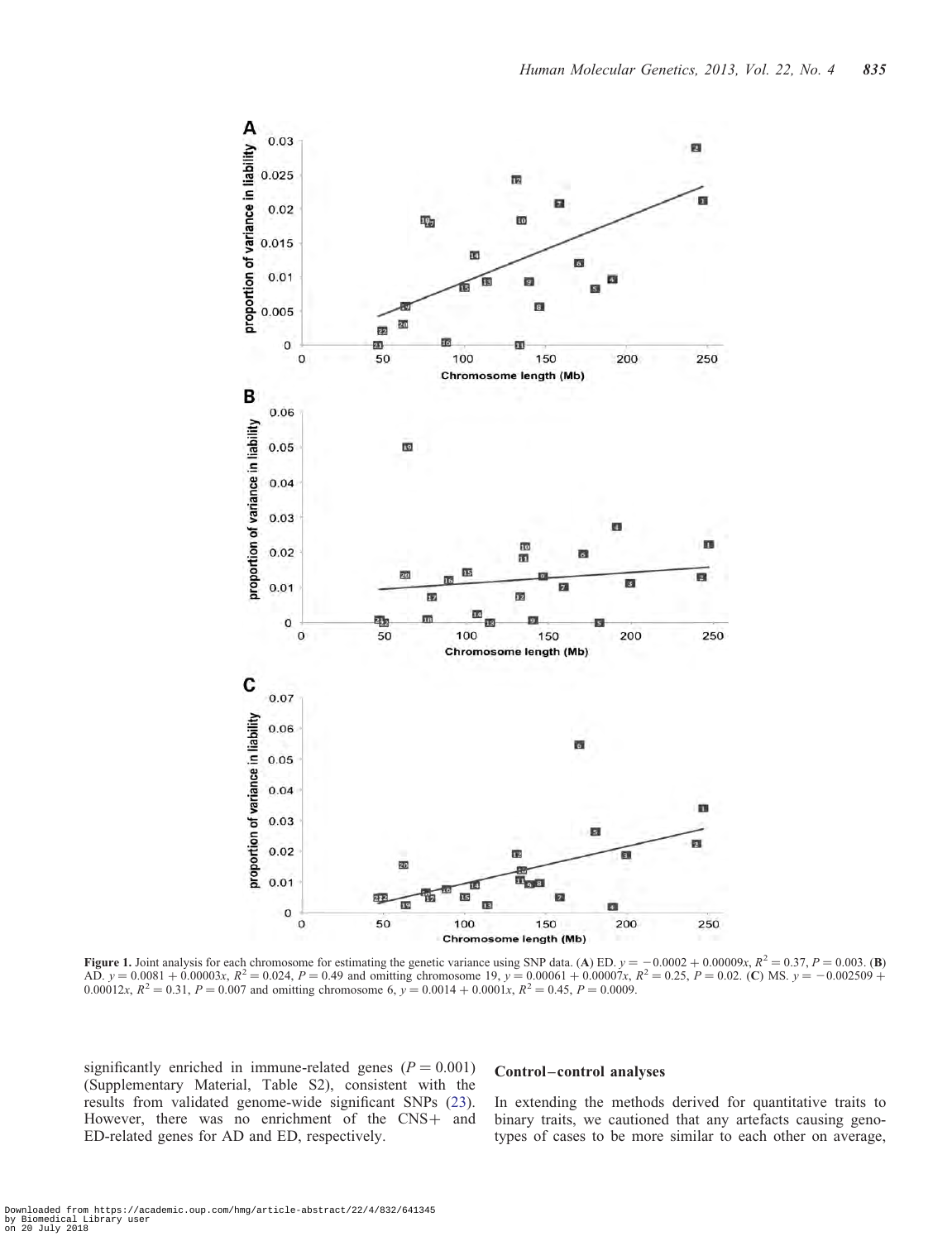**Figure 1.** Joint analysis for each chromosome for estimating the genetic variance using SNP data. (**A**) ED. $y = -0.0002 + 0.00009x$, $R^2 = 0.37$, $P = 0.003$. (**B**) AD. $y = 0.0081 + 0.00003x$, $R^2 = 0.024$, $P = 0.49$ and omitting chromosome 19, $y = 0.00061 + 0.00007x$, $R^2 = 0.25$, $P = 0.02$. (**C**) MS. $y = -0.002509 + 0.00012x$, $R^2 = 0.31$, $P = 0.007$ and omitting chromosome 6, $y = 0.0014 + 0.0001x$, $R^2 = 0.45$, $P = 0.0009$.

significantly enriched in immune-related genes ($P = 0.001$) (Supplementary Material, Table S2), consistent with the results from validated genome-wide significant SNPs (23). However, there was no enrichment of the CNS+ and ED-related genes for AD and ED, respectively.

### Control–control analyses

In extending the methods derived for quantitative traits to binary traits, we cautioned that any artefacts causing genotypes of cases to be more similar to each other on average,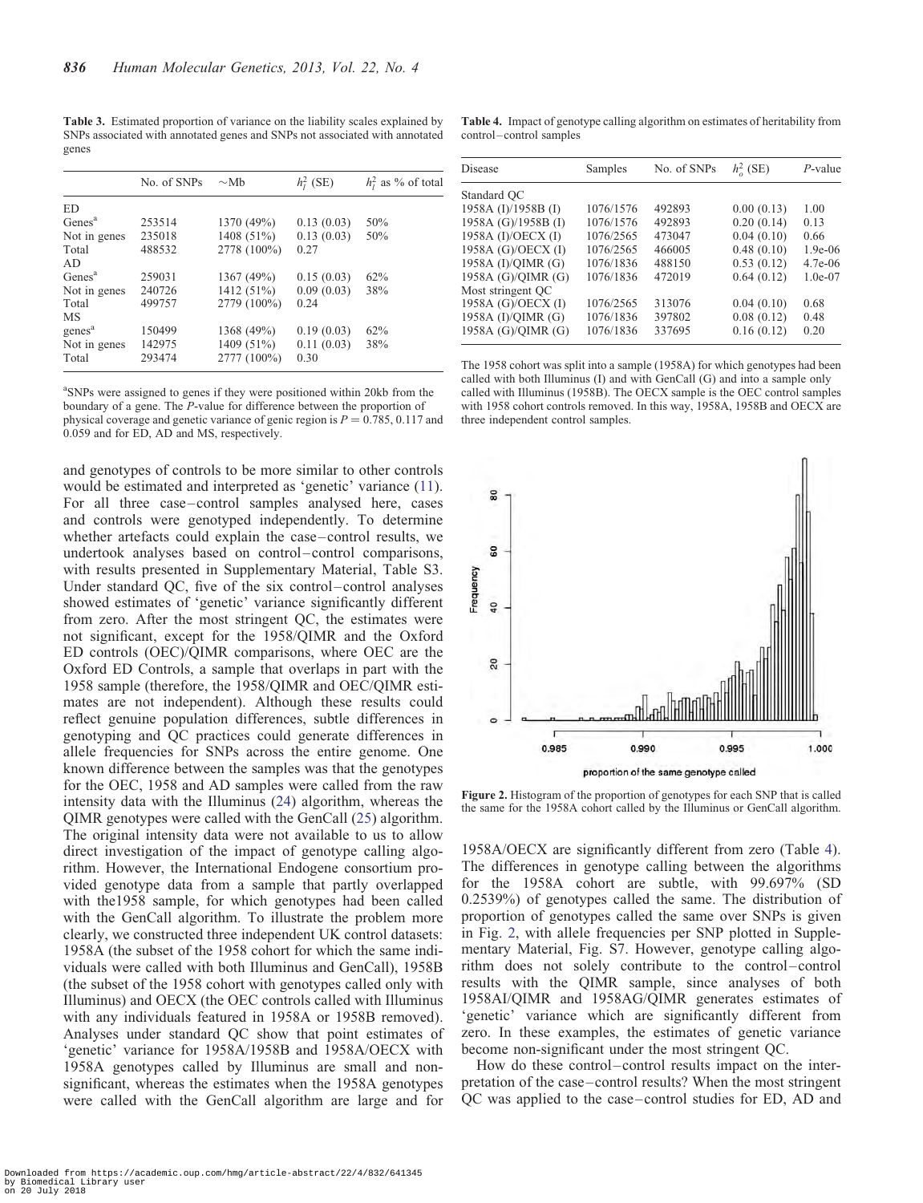**Table 3.** Estimated proportion of variance on the liability scales explained by SNPs associated with annotated genes and SNPs not associated with annotated genes

| | No. of SNPs | ~Mb | $h_l^2$ (SE) | $h_l^2$ as % of total |
|---|---|---|---|---|
| ED | | | | |
| Genes[a] | 253514 | 1370 (49%) | 0.13 (0.03) | 50% |
| Not in genes | 235018 | 1408 (51%) | 0.13 (0.03) | 50% |
| Total | 488532 | 2778 (100%) | 0.27 | |
| AD | | | | |
| Genes[a] | 259031 | 1367 (49%) | 0.15 (0.03) | 62% |
| Not in genes | 240726 | 1412 (51%) | 0.09 (0.03) | 38% |
| Total | 499757 | 2779 (100%) | 0.24 | |
| MS | | | | |
| genes[a] | 150499 | 1368 (49%) | 0.19 (0.03) | 62% |
| Not in genes | 142975 | 1409 (51%) | 0.11 (0.03) | 38% |
| Total | 293474 | 2777 (100%) | 0.30 | |

[a]SNPs were assigned to genes if they were positioned within 20kb from the boundary of a gene. The *P*-value for difference between the proportion of physical coverage and genetic variance of genic region is $P = 0.785$, 0.117 and 0.059 and for ED, AD and MS, respectively.

and genotypes of controls to be more similar to other controls would be estimated and interpreted as 'genetic' variance (11). For all three case–control samples analysed here, cases and controls were genotyped independently. To determine whether artefacts could explain the case–control results, we undertook analyses based on control–control comparisons, with results presented in Supplementary Material, Table S3. Under standard QC, five of the six control–control analyses showed estimates of 'genetic' variance significantly different from zero. After the most stringent QC, the estimates were not significant, except for the 1958/QIMR and the Oxford ED controls (OEC)/QIMR comparisons, where OEC are the Oxford ED Controls, a sample that overlaps in part with the 1958 sample (therefore, the 1958/QIMR and OEC/QIMR estimates are not independent). Although these results could reflect genuine population differences, subtle differences in genotyping and QC practices could generate differences in allele frequencies for SNPs across the entire genome. One known difference between the samples was that the genotypes for the OEC, 1958 and AD samples were called from the raw intensity data with the Illuminus (24) algorithm, whereas the QIMR genotypes were called with the GenCall (25) algorithm. The original intensity data were not available to us to allow direct investigation of the impact of genotype calling algorithm. However, the International Endogene consortium provided genotype data from a sample that partly overlapped with the1958 sample, for which genotypes had been called with the GenCall algorithm. To illustrate the problem more clearly, we constructed three independent UK control datasets: 1958A (the subset of the 1958 cohort for which the same individuals were called with both Illuminus and GenCall), 1958B (the subset of the 1958 cohort with genotypes called only with Illuminus) and OECX (the OEC controls called with Illuminus with any individuals featured in 1958A or 1958B removed). Analyses under standard QC show that point estimates of 'genetic' variance for 1958A/1958B and 1958A/OECX with 1958A genotypes called by Illuminus are small and non-significant, whereas the estimates when the 1958A genotypes were called with the GenCall algorithm are large and for 1958A/OECX are significantly different from zero (Table 4). The differences in genotype calling between the algorithms for the 1958A cohort are subtle, with 99.697% (SD 0.2539%) of genotypes called the same. The distribution of proportion of genotypes called the same over SNPs is given in Fig. 2, with allele frequencies per SNP plotted in Supplementary Material, Fig. S7. However, genotype calling algorithm does not solely contribute to the control–control results with the QIMR sample, since analyses of both 1958AI/QIMR and 1958AG/QIMR generates estimates of 'genetic' variance which are significantly different from zero. In these examples, the estimates of genetic variance become non-significant under the most stringent QC.

How do these control–control results impact on the interpretation of the case–control results? When the most stringent QC was applied to the case–control studies for ED, AD and

**Table 4.** Impact of genotype calling algorithm on estimates of heritability from control–control samples

| Disease | Samples | No. of SNPs | $h_o^2$ (SE) | *P*-value |
|---|---|---|---|---|
| Standard QC | | | | |
| 1958A (I)/1958B (I) | 1076/1576 | 492893 | 0.00 (0.13) | 1.00 |
| 1958A (G)/1958B (I) | 1076/1576 | 492893 | 0.20 (0.14) | 0.13 |
| 1958A (I)/OECX (I) | 1076/2565 | 473047 | 0.04 (0.10) | 0.66 |
| 1958A (G)/OECX (I) | 1076/2565 | 466005 | 0.48 (0.10) | 1.9e-06 |
| 1958A (I)/QIMR (G) | 1076/1836 | 488150 | 0.53 (0.12) | 4.7e-06 |
| 1958A (G)/QIMR (G) | 1076/1836 | 472019 | 0.64 (0.12) | 1.0e-07 |
| Most stringent QC | | | | |
| 1958A (G)/OECX (I) | 1076/2565 | 313076 | 0.04 (0.10) | 0.68 |
| 1958A (I)/QIMR (G) | 1076/1836 | 397802 | 0.08 (0.12) | 0.48 |
| 1958A (G)/QIMR (G) | 1076/1836 | 337695 | 0.16 (0.12) | 0.20 |

The 1958 cohort was split into a sample (1958A) for which genotypes had been called with both Illuminus (I) and with GenCall (G) and into a sample only called with Illuminus (1958B). The OECX sample is the OEC control samples with 1958 cohort controls removed. In this way, 1958A, 1958B and OECX are three independent control samples.

**Figure 2.** Histogram of the proportion of genotypes for each SNP that is called the same for the 1958A cohort called by the Illuminus or GenCall algorithm.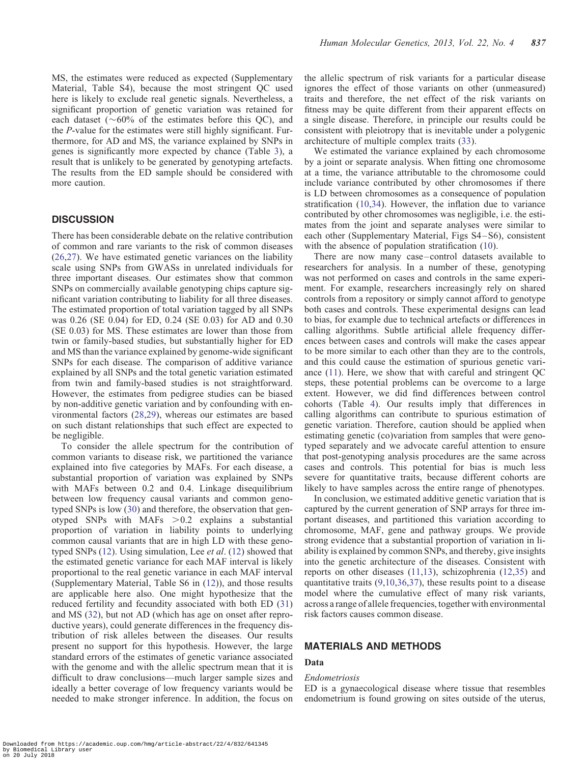MS, the estimates were reduced as expected (Supplementary Material, Table S4), because the most stringent QC used here is likely to exclude real genetic signals. Nevertheless, a significant proportion of genetic variation was retained for each dataset (~60% of the estimates before this QC), and the *P*-value for the estimates were still highly significant. Furthermore, for AD and MS, the variance explained by SNPs in genes is significantly more expected by chance (Table 3), a result that is unlikely to be generated by genotyping artefacts. The results from the ED sample should be considered with more caution.

## DISCUSSION

There has been considerable debate on the relative contribution of common and rare variants to the risk of common diseases (26,27). We have estimated genetic variances on the liability scale using SNPs from GWASs in unrelated individuals for three important diseases. Our estimates show that common SNPs on commercially available genotyping chips capture significant variation contributing to liability for all three diseases. The estimated proportion of total variation tagged by all SNPs was 0.26 (SE 0.04) for ED, 0.24 (SE 0.03) for AD and 0.30 (SE 0.03) for MS. These estimates are lower than those from twin or family-based studies, but substantially higher for ED and MS than the variance explained by genome-wide significant SNPs for each disease. The comparison of additive variance explained by all SNPs and the total genetic variation estimated from twin and family-based studies is not straightforward. However, the estimates from pedigree studies can be biased by non-additive genetic variation and by confounding with environmental factors (28,29), whereas our estimates are based on such distant relationships that such effect are expected to be negligible.

To consider the allele spectrum for the contribution of common variants to disease risk, we partitioned the variance explained into five categories by MAFs. For each disease, a substantial proportion of variation was explained by SNPs with MAFs between 0.2 and 0.4. Linkage disequilibrium between low frequency causal variants and common genotyped SNPs is low (30) and therefore, the observation that genotyped SNPs with MAFs $>0.2$ explains a substantial proportion of variation in liability points to underlying common causal variants that are in high LD with these genotyped SNPs (12). Using simulation, Lee *et al*. (12) showed that the estimated genetic variance for each MAF interval is likely proportional to the real genetic variance in each MAF interval (Supplementary Material, Table S6 in (12)), and those results are applicable here also. One might hypothesize that the reduced fertility and fecundity associated with both ED (31) and MS (32), but not AD (which has age on onset after reproductive years), could generate differences in the frequency distribution of risk alleles between the diseases. Our results present no support for this hypothesis. However, the large standard errors of the estimates of genetic variance associated with the genome and with the allelic spectrum mean that it is difficult to draw conclusions—much larger sample sizes and ideally a better coverage of low frequency variants would be needed to make stronger inference. In addition, the focus on the allelic spectrum of risk variants for a particular disease ignores the effect of those variants on other (unmeasured) traits and therefore, the net effect of the risk variants on fitness may be quite different from their apparent effects on a single disease. Therefore, in principle our results could be consistent with pleiotropy that is inevitable under a polygenic architecture of multiple complex traits (33).

We estimated the variance explained by each chromosome by a joint or separate analysis. When fitting one chromosome at a time, the variance attributable to the chromosome could include variance contributed by other chromosomes if there is LD between chromosomes as a consequence of population stratification (10,34). However, the inflation due to variance contributed by other chromosomes was negligible, i.e. the estimates from the joint and separate analyses were similar to each other (Supplementary Material, Figs S4–S6), consistent with the absence of population stratification (10).

There are now many case–control datasets available to researchers for analysis. In a number of these, genotyping was not performed on cases and controls in the same experiment. For example, researchers increasingly rely on shared controls from a repository or simply cannot afford to genotype both cases and controls. These experimental designs can lead to bias, for example due to technical artefacts or differences in calling algorithms. Subtle artificial allele frequency differences between cases and controls will make the cases appear to be more similar to each other than they are to the controls, and this could cause the estimation of spurious genetic variance (11). Here, we show that with careful and stringent QC steps, these potential problems can be overcome to a large extent. However, we did find differences between control cohorts (Table 4). Our results imply that differences in calling algorithms can contribute to spurious estimation of genetic variation. Therefore, caution should be applied when estimating genetic (co)variation from samples that were genotyped separately and we advocate careful attention to ensure that post-genotyping analysis procedures are the same across cases and controls. This potential for bias is much less severe for quantitative traits, because different cohorts are likely to have samples across the entire range of phenotypes.

In conclusion, we estimated additive genetic variation that is captured by the current generation of SNP arrays for three important diseases, and partitioned this variation according to chromosome, MAF, gene and pathway groups. We provide strong evidence that a substantial proportion of variation in liability is explained by common SNPs, and thereby, give insights into the genetic architecture of the diseases. Consistent with reports on other diseases (11,13), schizophrenia (12,35) and quantitative traits (9,10,36,37), these results point to a disease model where the cumulative effect of many risk variants, across a range of allele frequencies, together with environmental risk factors causes common disease.

## MATERIALS AND METHODS

### Data

#### *Endometriosis*

ED is a gynaecological disease where tissue that resembles endometrium is found growing on sites outside of the uterus,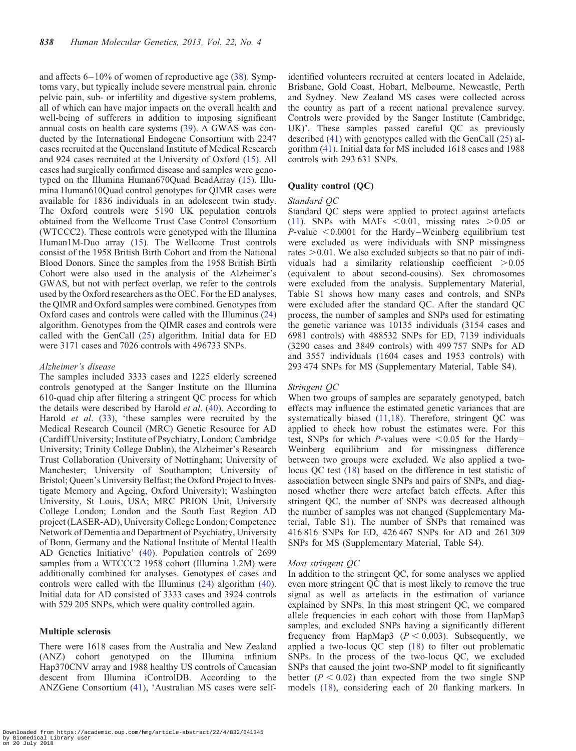and affects 6–10% of women of reproductive age (38). Symptoms vary, but typically include severe menstrual pain, chronic pelvic pain, sub- or infertility and digestive system problems, all of which can have major impacts on the overall health and well-being of sufferers in addition to imposing significant annual costs on health care systems (39). A GWAS was conducted by the International Endogene Consortium with 2247 cases recruited at the Queensland Institute of Medical Research and 924 cases recruited at the University of Oxford (15). All cases had surgically confirmed disease and samples were genotyped on the Illumina Human670Quad BeadArray (15). Illumina Human610Quad control genotypes for QIMR cases were available for 1836 individuals in an adolescent twin study. The Oxford controls were 5190 UK population controls obtained from the Wellcome Trust Case Control Consortium (WTCCC2). These controls were genotyped with the Illumina Human1M-Duo array (15). The Wellcome Trust controls consist of the 1958 British Birth Cohort and from the National Blood Donors. Since the samples from the 1958 British Birth Cohort were also used in the analysis of the Alzheimer's GWAS, but not with perfect overlap, we refer to the controls used by the Oxford researchers as the OEC. For the ED analyses, the QIMR and Oxford samples were combined. Genotypes from Oxford cases and controls were called with the Illuminus (24) algorithm. Genotypes from the QIMR cases and controls were called with the GenCall (25) algorithm. Initial data for ED were 3171 cases and 7026 controls with 496733 SNPs.

*Alzheimer's disease*

The samples included 3333 cases and 1225 elderly screened controls genotyped at the Sanger Institute on the Illumina 610-quad chip after filtering a stringent QC process for which the details were described by Harold *et al*. (40). According to Harold *et al*. (33), 'these samples were recruited by the Medical Research Council (MRC) Genetic Resource for AD (Cardiff University; Institute of Psychiatry, London; Cambridge University; Trinity College Dublin), the Alzheimer's Research Trust Collaboration (University of Nottingham; University of Manchester; University of Southampton; University of Bristol; Queen's University Belfast; the Oxford Project to Investigate Memory and Ageing, Oxford University); Washington University, St Louis, USA; MRC PRION Unit, University College London; London and the South East Region AD project (LASER-AD), University College London; Competence Network of Dementia and Department of Psychiatry, University of Bonn, Germany and the National Institute of Mental Health AD Genetics Initiative' (40). Population controls of 2699 samples from a WTCCC2 1958 cohort (Illumina 1.2M) were additionally combined for analyses. Genotypes of cases and controls were called with the Illuminus (24) algorithm (40). Initial data for AD consisted of 3333 cases and 3924 controls with 529 205 SNPs, which were quality controlled again.

### Multiple sclerosis

There were 1618 cases from the Australia and New Zealand (ANZ) cohort genotyped on the Illumina infinium Hap370CNV array and 1988 healthy US controls of Caucasian descent from Illumina iControlDB. According to the ANZGene Consortium (41), 'Australian MS cases were self-identified volunteers recruited at centers located in Adelaide, Brisbane, Gold Coast, Hobart, Melbourne, Newcastle, Perth and Sydney. New Zealand MS cases were collected across the country as part of a recent national prevalence survey. Controls were provided by the Sanger Institute (Cambridge, UK)'. These samples passed careful QC as previously described (41) with genotypes called with the GenCall (25) algorithm (41). Initial data for MS included 1618 cases and 1988 controls with 293 631 SNPs.

### Quality control (QC)

*Standard QC*

Standard QC steps were applied to protect against artefacts (11). SNPs with MAFs $<0.01$, missing rates $>0.05$ or $P$-value $<0.0001$ for the Hardy–Weinberg equilibrium test were excluded as were individuals with SNP missingness rates $>0.01$. We also excluded subjects so that no pair of individuals had a similarity relationship coefficient $>0.05$ (equivalent to about second-cousins). Sex chromosomes were excluded from the analysis. Supplementary Material, Table S1 shows how many cases and controls, and SNPs were excluded after the standard QC. After the standard QC process, the number of samples and SNPs used for estimating the genetic variance was 10135 individuals (3154 cases and 6981 controls) with 488532 SNPs for ED, 7139 individuals (3290 cases and 3849 controls) with 499 757 SNPs for AD and 3557 individuals (1604 cases and 1953 controls) with 293 474 SNPs for MS (Supplementary Material, Table S4).

*Stringent QC*

When two groups of samples are separately genotyped, batch effects may influence the estimated genetic variances that are systematically biased (11,18). Therefore, stringent QC was applied to check how robust the estimates were. For this test, SNPs for which $P$-values were $<0.05$ for the Hardy–Weinberg equilibrium and for missingness difference between two groups were excluded. We also applied a two-locus QC test (18) based on the difference in test statistic of association between single SNPs and pairs of SNPs, and diagnosed whether there were artefact batch effects. After this stringent QC, the number of SNPs was decreased although the number of samples was not changed (Supplementary Material, Table S1). The number of SNPs that remained was 416 816 SNPs for ED, 426 467 SNPs for AD and 261 309 SNPs for MS (Supplementary Material, Table S4).

*Most stringent QC*

In addition to the stringent QC, for some analyses we applied even more stringent QC that is most likely to remove the true signal as well as artefacts in the estimation of variance explained by SNPs. In this most stringent QC, we compared allele frequencies in each cohort with those from HapMap3 samples, and excluded SNPs having a significantly different frequency from HapMap3 ($P < 0.003$). Subsequently, we applied a two-locus QC step (18) to filter out problematic SNPs. In the process of the two-locus QC, we excluded SNPs that caused the joint two-SNP model to fit significantly better ($P < 0.02$) than expected from the two single SNP models (18), considering each of 20 flanking markers. In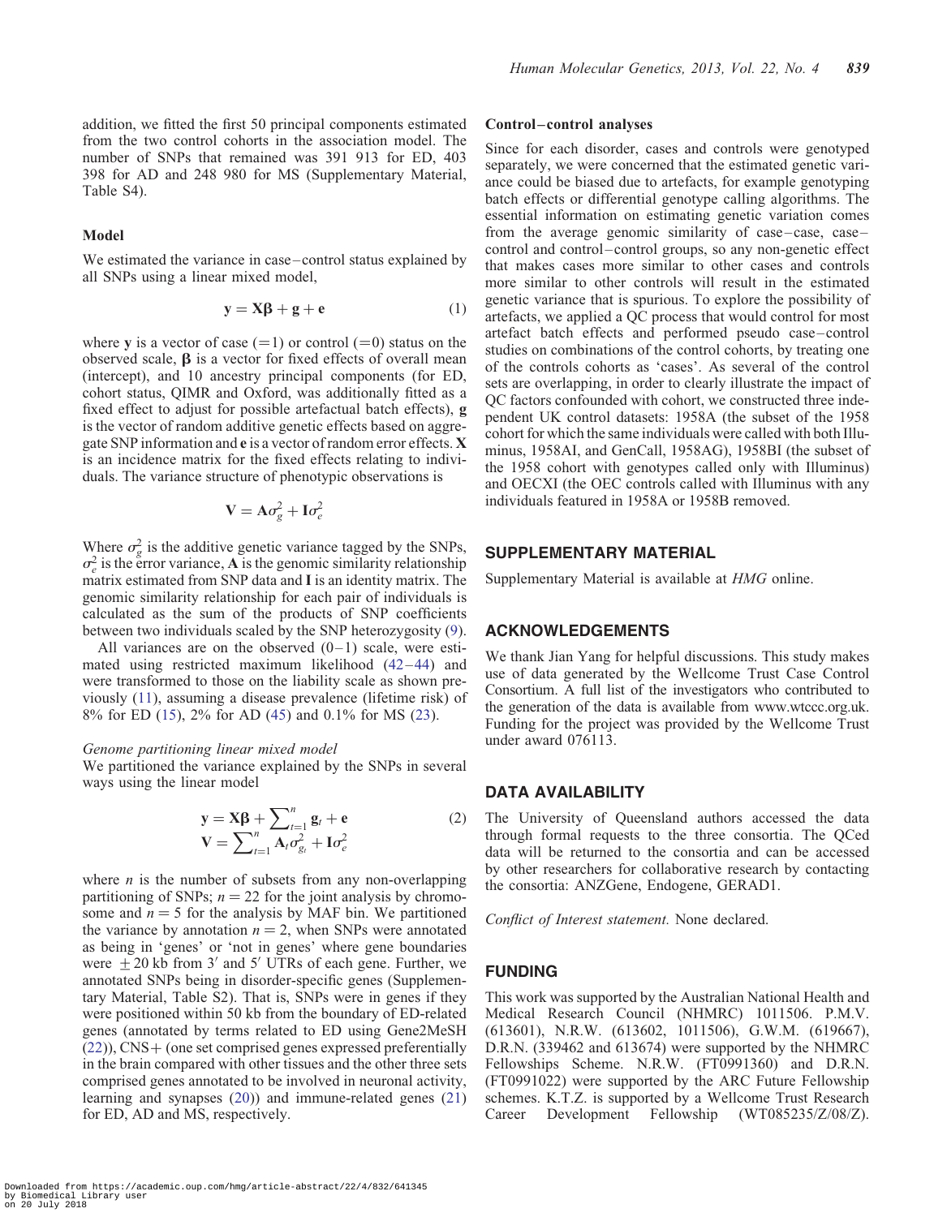addition, we fitted the first 50 principal components estimated from the two control cohorts in the association model. The number of SNPs that remained was 391 913 for ED, 403 398 for AD and 248 980 for MS (Supplementary Material, Table S4).

### Model

We estimated the variance in case–control status explained by all SNPs using a linear mixed model,

$$\mathbf{y} = \mathbf{X\beta} + \mathbf{g} + \mathbf{e} \quad (1)$$

where **y** is a vector of case (=1) or control (=0) status on the observed scale, $\boldsymbol{\beta}$ is a vector for fixed effects of overall mean (intercept), and 10 ancestry principal components (for ED, cohort status, QIMR and Oxford, was additionally fitted as a fixed effect to adjust for possible artefactual batch effects), **g** is the vector of random additive genetic effects based on aggregate SNP information and **e** is a vector of random error effects. **X** is an incidence matrix for the fixed effects relating to individuals. The variance structure of phenotypic observations is

$$\mathbf{V} = \mathbf{A}\sigma_g^2 + \mathbf{I}\sigma_e^2$$

Where $\sigma_g^2$ is the additive genetic variance tagged by the SNPs, $\sigma_e^2$ is the error variance, **A** is the genomic similarity relationship matrix estimated from SNP data and **I** is an identity matrix. The genomic similarity relationship for each pair of individuals is calculated as the sum of the products of SNP coefficients between two individuals scaled by the SNP heterozygosity (9).

All variances are on the observed (0–1) scale, were estimated using restricted maximum likelihood (42–44) and were transformed to those on the liability scale as shown previously (11), assuming a disease prevalence (lifetime risk) of 8% for ED (15), 2% for AD (45) and 0.1% for MS (23).

*Genome partitioning linear mixed model*

We partitioned the variance explained by the SNPs in several ways using the linear model

$$\mathbf{y} = \mathbf{X\beta} + \sum\nolimits_{t=1}^{n} \mathbf{g}_t + \mathbf{e} \quad (2)$$
$$\mathbf{V} = \sum\nolimits_{t=1}^{n} \mathbf{A}_t\sigma_{g_t}^2 + \mathbf{I}\sigma_e^2$$

where $n$ is the number of subsets from any non-overlapping partitioning of SNPs; $n = 22$ for the joint analysis by chromosome and $n = 5$ for the analysis by MAF bin. We partitioned the variance by annotation $n = 2$, when SNPs were annotated as being in 'genes' or 'not in genes' where gene boundaries were $\pm 20$ kb from 3′ and 5′ UTRs of each gene. Further, we annotated SNPs being in disorder-specific genes (Supplementary Material, Table S2). That is, SNPs were in genes if they were positioned within 50 kb from the boundary of ED-related genes (annotated by terms related to ED using Gene2MeSH (22)), CNS+ (one set comprised genes expressed preferentially in the brain compared with other tissues and the other three sets comprised genes annotated to be involved in neuronal activity, learning and synapses (20)) and immune-related genes (21) for ED, AD and MS, respectively.

### Control–control analyses

Since for each disorder, cases and controls were genotyped separately, we were concerned that the estimated genetic variance could be biased due to artefacts, for example genotyping batch effects or differential genotype calling algorithms. The essential information on estimating genetic variation comes from the average genomic similarity of case–case, case–control and control–control groups, so any non-genetic effect that makes cases more similar to other cases and controls more similar to other controls will result in the estimated genetic variance that is spurious. To explore the possibility of artefacts, we applied a QC process that would control for most artefact batch effects and performed pseudo case–control studies on combinations of the control cohorts, by treating one of the controls cohorts as 'cases'. As several of the control sets are overlapping, in order to clearly illustrate the impact of QC factors confounded with cohort, we constructed three independent UK control datasets: 1958A (the subset of the 1958 cohort for which the same individuals were called with both Illuminus, 1958AI, and GenCall, 1958AG), 1958BI (the subset of the 1958 cohort with genotypes called only with Illuminus) and OECXI (the OEC controls called with Illuminus with any individuals featured in 1958A or 1958B removed.

## SUPPLEMENTARY MATERIAL

Supplementary Material is available at *HMG* online.

## ACKNOWLEDGEMENTS

We thank Jian Yang for helpful discussions. This study makes use of data generated by the Wellcome Trust Case Control Consortium. A full list of the investigators who contributed to the generation of the data is available from www.wtccc.org.uk. Funding for the project was provided by the Wellcome Trust under award 076113.

## DATA AVAILABILITY

The University of Queensland authors accessed the data through formal requests to the three consortia. The QCed data will be returned to the consortia and can be accessed by other researchers for collaborative research by contacting the consortia: ANZGene, Endogene, GERAD1.

*Conflict of Interest statement.* None declared.

## FUNDING

This work was supported by the Australian National Health and Medical Research Council (NHMRC) 1011506. P.M.V. (613601), N.R.W. (613602, 1011506), G.W.M. (619667), D.R.N. (339462 and 613674) were supported by the NHMRC Fellowships Scheme. N.R.W. (FT0991360) and D.R.N. (FT0991022) were supported by the ARC Future Fellowship schemes. K.T.Z. is supported by a Wellcome Trust Research Career Development Fellowship (WT085235/Z/08/Z).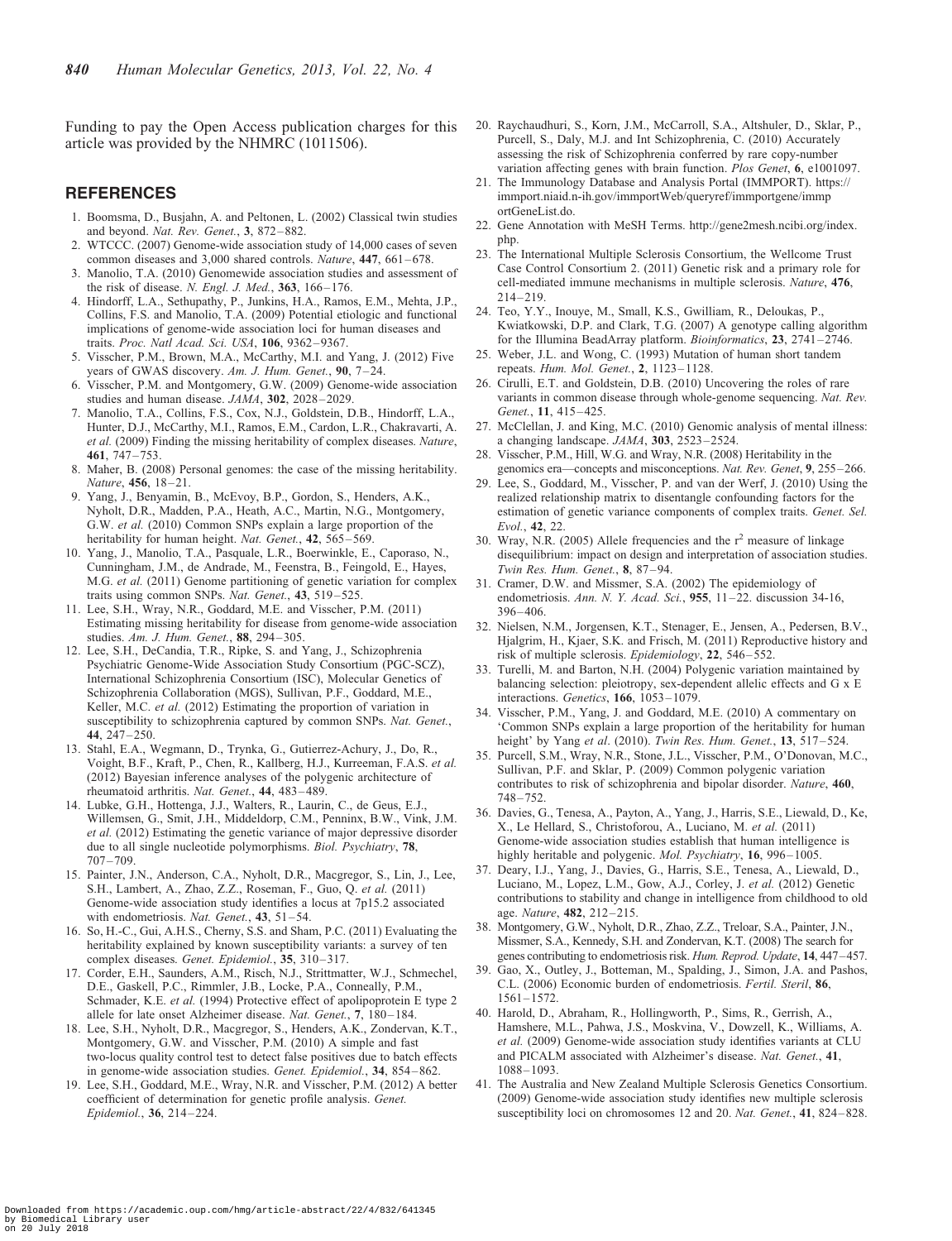Funding to pay the Open Access publication charges for this article was provided by the NHMRC (1011506).

## REFERENCES

1. Boomsma, D., Busjahn, A. and Peltonen, L. (2002) Classical twin studies and beyond. *Nat. Rev. Genet.*, **3**, 872–882.
2. WTCCC. (2007) Genome-wide association study of 14,000 cases of seven common diseases and 3,000 shared controls. *Nature*, **447**, 661–678.
3. Manolio, T.A. (2010) Genomewide association studies and assessment of the risk of disease. *N. Engl. J. Med.*, **363**, 166–176.
4. Hindorff, L.A., Sethupathy, P., Junkins, H.A., Ramos, E.M., Mehta, J.P., Collins, F.S. and Manolio, T.A. (2009) Potential etiologic and functional implications of genome-wide association loci for human diseases and traits. *Proc. Natl Acad. Sci. USA*, **106**, 9362–9367.
5. Visscher, P.M., Brown, M.A., McCarthy, M.I. and Yang, J. (2012) Five years of GWAS discovery. *Am. J. Hum. Genet.*, **90**, 7–24.
6. Visscher, P.M. and Montgomery, G.W. (2009) Genome-wide association studies and human disease. *JAMA*, **302**, 2028–2029.
7. Manolio, T.A., Collins, F.S., Cox, N.J., Goldstein, D.B., Hindorff, L.A., Hunter, D.J., McCarthy, M.I., Ramos, E.M., Cardon, L.R., Chakravarti, A. *et al.* (2009) Finding the missing heritability of complex diseases. *Nature*, **461**, 747–753.
8. Maher, B. (2008) Personal genomes: the case of the missing heritability. *Nature*, **456**, 18–21.
9. Yang, J., Benyamin, B., McEvoy, B.P., Gordon, S., Henders, A.K., Nyholt, D.R., Madden, P.A., Heath, A.C., Martin, N.G., Montgomery, G.W. *et al.* (2010) Common SNPs explain a large proportion of the heritability for human height. *Nat. Genet.*, **42**, 565–569.
10. Yang, J., Manolio, T.A., Pasquale, L.R., Boerwinkle, E., Caporaso, N., Cunningham, J.M., de Andrade, M., Feenstra, B., Feingold, E., Hayes, M.G. *et al.* (2011) Genome partitioning of genetic variation for complex traits using common SNPs. *Nat. Genet.*, **43**, 519–525.
11. Lee, S.H., Wray, N.R., Goddard, M.E. and Visscher, P.M. (2011) Estimating missing heritability for disease from genome-wide association studies. *Am. J. Hum. Genet.*, **88**, 294–305.
12. Lee, S.H., DeCandia, T.R., Ripke, S. and Yang, J., Schizophrenia Psychiatric Genome-Wide Association Study Consortium (PGC-SCZ), International Schizophrenia Consortium (ISC), Molecular Genetics of Schizophrenia Collaboration (MGS), Sullivan, P.F., Goddard, M.E., Keller, M.C. *et al.* (2012) Estimating the proportion of variation in susceptibility to schizophrenia captured by common SNPs. *Nat. Genet.*, **44**, 247–250.
13. Stahl, E.A., Wegmann, D., Trynka, G., Gutierrez-Achury, J., Do, R., Voight, B.F., Kraft, P., Chen, R., Kallberg, H.J., Kurreeman, F.A.S. *et al.* (2012) Bayesian inference analyses of the polygenic architecture of rheumatoid arthritis. *Nat. Genet.*, **44**, 483–489.
14. Lubke, G.H., Hottenga, J.J., Walters, R., Laurin, C., de Geus, E.J., Willemsen, G., Smit, J.H., Middeldorp, C.M., Penninx, B.W., Vink, J.M. *et al.* (2012) Estimating the genetic variance of major depressive disorder due to all single nucleotide polymorphisms. *Biol. Psychiatry*, **78**, 707–709.
15. Painter, J.N., Anderson, C.A., Nyholt, D.R., Macgregor, S., Lin, J., Lee, S.H., Lambert, A., Zhao, Z.Z., Roseman, F., Guo, Q. *et al.* (2011) Genome-wide association study identifies a locus at 7p15.2 associated with endometriosis. *Nat. Genet.*, **43**, 51–54.
16. So, H.-C., Gui, A.H.S., Cherny, S.S. and Sham, P.C. (2011) Evaluating the heritability explained by known susceptibility variants: a survey of ten complex diseases. *Genet. Epidemiol.*, **35**, 310–317.
17. Corder, E.H., Saunders, A.M., Risch, N.J., Strittmatter, W.J., Schmechel, D.E., Gaskell, P.C., Rimmler, J.B., Locke, P.A., Conneally, P.M., Schmader, K.E. *et al.* (1994) Protective effect of apolipoprotein E type 2 allele for late onset Alzheimer disease. *Nat. Genet.*, **7**, 180–184.
18. Lee, S.H., Nyholt, D.R., Macgregor, S., Henders, A.K., Zondervan, K.T., Montgomery, G.W. and Visscher, P.M. (2010) A simple and fast two-locus quality control test to detect false positives due to batch effects in genome-wide association studies. *Genet. Epidemiol.*, **34**, 854–862.
19. Lee, S.H., Goddard, M.E., Wray, N.R. and Visscher, P.M. (2012) A better coefficient of determination for genetic profile analysis. *Genet. Epidemiol.*, **36**, 214–224.
20. Raychaudhuri, S., Korn, J.M., McCarroll, S.A., Altshuler, D., Sklar, P., Purcell, S., Daly, M.J. and Int Schizophrenia, C. (2010) Accurately assessing the risk of Schizophrenia conferred by rare copy-number variation affecting genes with brain function. *Plos Genet*, **6**, e1001097.
21. The Immunology Database and Analysis Portal (IMMPORT). https://immport.niaid.n-ih.gov/immportWeb/queryref/immportgene/immportGeneList.do.
22. Gene Annotation with MeSH Terms. http://gene2mesh.ncibi.org/index.php.
23. The International Multiple Sclerosis Consortium, the Wellcome Trust Case Control Consortium 2. (2011) Genetic risk and a primary role for cell-mediated immune mechanisms in multiple sclerosis. *Nature*, **476**, 214–219.
24. Teo, Y.Y., Inouye, M., Small, K.S., Gwilliam, R., Deloukas, P., Kwiatkowski, D.P. and Clark, T.G. (2007) A genotype calling algorithm for the Illumina BeadArray platform. *Bioinformatics*, **23**, 2741–2746.
25. Weber, J.L. and Wong, C. (1993) Mutation of human short tandem repeats. *Hum. Mol. Genet.*, **2**, 1123–1128.
26. Cirulli, E.T. and Goldstein, D.B. (2010) Uncovering the roles of rare variants in common disease through whole-genome sequencing. *Nat. Rev. Genet.*, **11**, 415–425.
27. McClellan, J. and King, M.C. (2010) Genomic analysis of mental illness: a changing landscape. *JAMA*, **303**, 2523–2524.
28. Visscher, P.M., Hill, W.G. and Wray, N.R. (2008) Heritability in the genomics era—concepts and misconceptions. *Nat. Rev. Genet*, **9**, 255–266.
29. Lee, S., Goddard, M., Visscher, P. and van der Werf, J. (2010) Using the realized relationship matrix to disentangle confounding factors for the estimation of genetic variance components of complex traits. *Genet. Sel. Evol.*, **42**, 22.
30. Wray, N.R. (2005) Allele frequencies and the $r^2$ measure of linkage disequilibrium: impact on design and interpretation of association studies. *Twin Res. Hum. Genet.*, **8**, 87–94.
31. Cramer, D.W. and Missmer, S.A. (2002) The epidemiology of endometriosis. *Ann. N. Y. Acad. Sci.*, **955**, 11–22. discussion 34-16, 396–406.
32. Nielsen, N.M., Jorgensen, K.T., Stenager, E., Jensen, A., Pedersen, B.V., Hjalgrim, H., Kjaer, S.K. and Frisch, M. (2011) Reproductive history and risk of multiple sclerosis. *Epidemiology*, **22**, 546–552.
33. Turelli, M. and Barton, N.H. (2004) Polygenic variation maintained by balancing selection: pleiotropy, sex-dependent allelic effects and G x E interactions. *Genetics*, **166**, 1053–1079.
34. Visscher, P.M., Yang, J. and Goddard, M.E. (2010) A commentary on 'Common SNPs explain a large proportion of the heritability for human height' by Yang *et al*. (2010). *Twin Res. Hum. Genet.*, **13**, 517–524.
35. Purcell, S.M., Wray, N.R., Stone, J.L., Visscher, P.M., O'Donovan, M.C., Sullivan, P.F. and Sklar, P. (2009) Common polygenic variation contributes to risk of schizophrenia and bipolar disorder. *Nature*, **460**, 748–752.
36. Davies, G., Tenesa, A., Payton, A., Yang, J., Harris, S.E., Liewald, D., Ke, X., Le Hellard, S., Christoforou, A., Luciano, M. *et al.* (2011) Genome-wide association studies establish that human intelligence is highly heritable and polygenic. *Mol. Psychiatry*, **16**, 996–1005.
37. Deary, I.J., Yang, J., Davies, G., Harris, S.E., Tenesa, A., Liewald, D., Luciano, M., Lopez, L.M., Gow, A.J., Corley, J. *et al.* (2012) Genetic contributions to stability and change in intelligence from childhood to old age. *Nature*, **482**, 212–215.
38. Montgomery, G.W., Nyholt, D.R., Zhao, Z.Z., Treloar, S.A., Painter, J.N., Missmer, S.A., Kennedy, S.H. and Zondervan, K.T. (2008) The search for genes contributing to endometriosis risk. *Hum. Reprod. Update*, **14**, 447–457.
39. Gao, X., Outley, J., Botteman, M., Spalding, J., Simon, J.A. and Pashos, C.L. (2006) Economic burden of endometriosis. *Fertil. Steril*, **86**, 1561–1572.
40. Harold, D., Abraham, R., Hollingworth, P., Sims, R., Gerrish, A., Hamshere, M.L., Pahwa, J.S., Moskvina, V., Dowzell, K., Williams, A. *et al.* (2009) Genome-wide association study identifies variants at CLU and PICALM associated with Alzheimer's disease. *Nat. Genet.*, **41**, 1088–1093.
41. The Australia and New Zealand Multiple Sclerosis Genetics Consortium. (2009) Genome-wide association study identifies new multiple sclerosis susceptibility loci on chromosomes 12 and 20. *Nat. Genet.*, **41**, 824–828.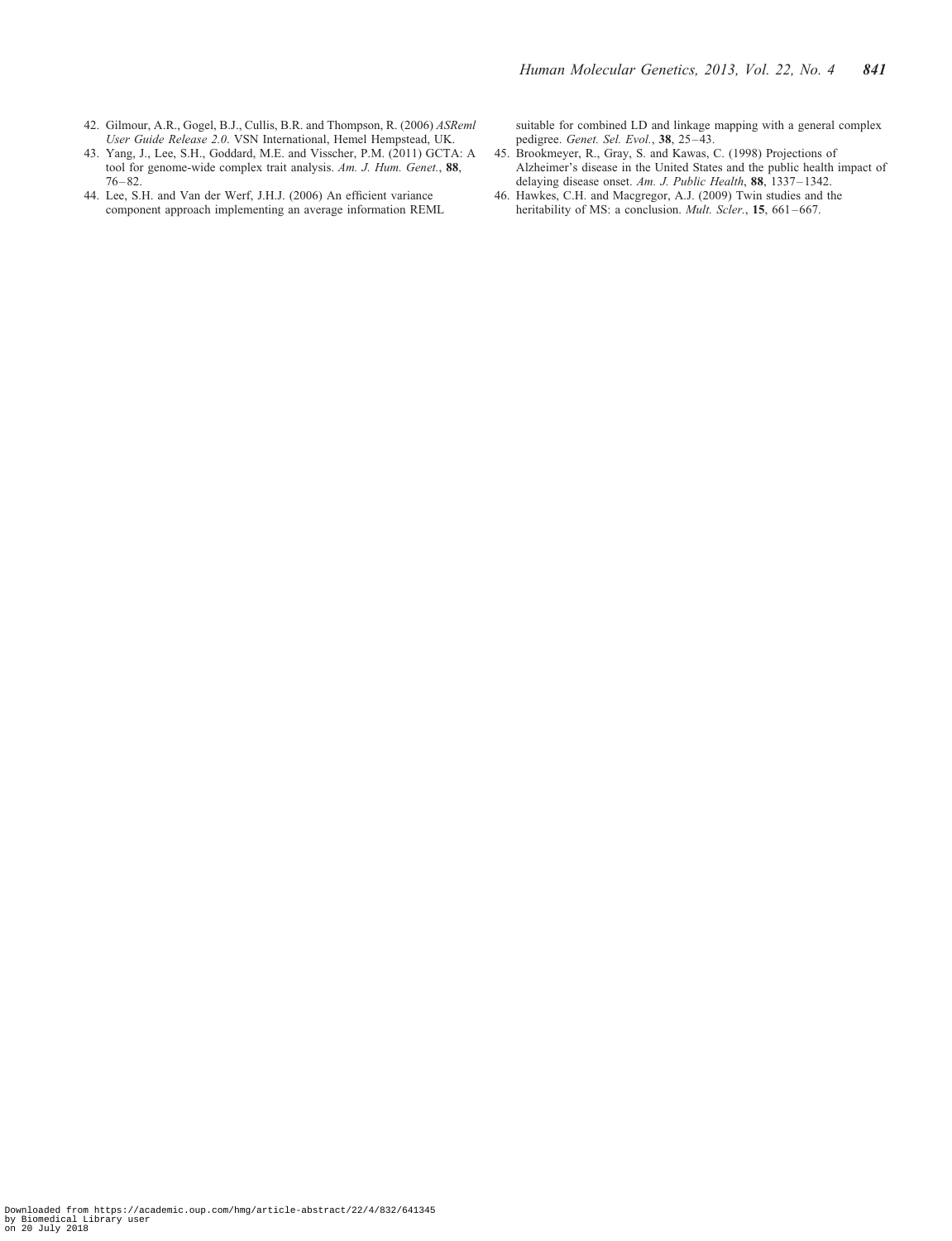42. Gilmour, A.R., Gogel, B.J., Cullis, B.R. and Thompson, R. (2006) *ASReml User Guide Release 2.0*. VSN International, Hemel Hempstead, UK.
43. Yang, J., Lee, S.H., Goddard, M.E. and Visscher, P.M. (2011) GCTA: A tool for genome-wide complex trait analysis. *Am. J. Hum. Genet.*, **88**, 76–82.
44. Lee, S.H. and Van der Werf, J.H.J. (2006) An efficient variance component approach implementing an average information REML suitable for combined LD and linkage mapping with a general complex pedigree. *Genet. Sel. Evol.*, **38**, 25–43.
45. Brookmeyer, R., Gray, S. and Kawas, C. (1998) Projections of Alzheimer's disease in the United States and the public health impact of delaying disease onset. *Am. J. Public Health*, **88**, 1337–1342.
46. Hawkes, C.H. and Macgregor, A.J. (2009) Twin studies and the heritability of MS: a conclusion. *Mult. Scler.*, **15**, 661–667.